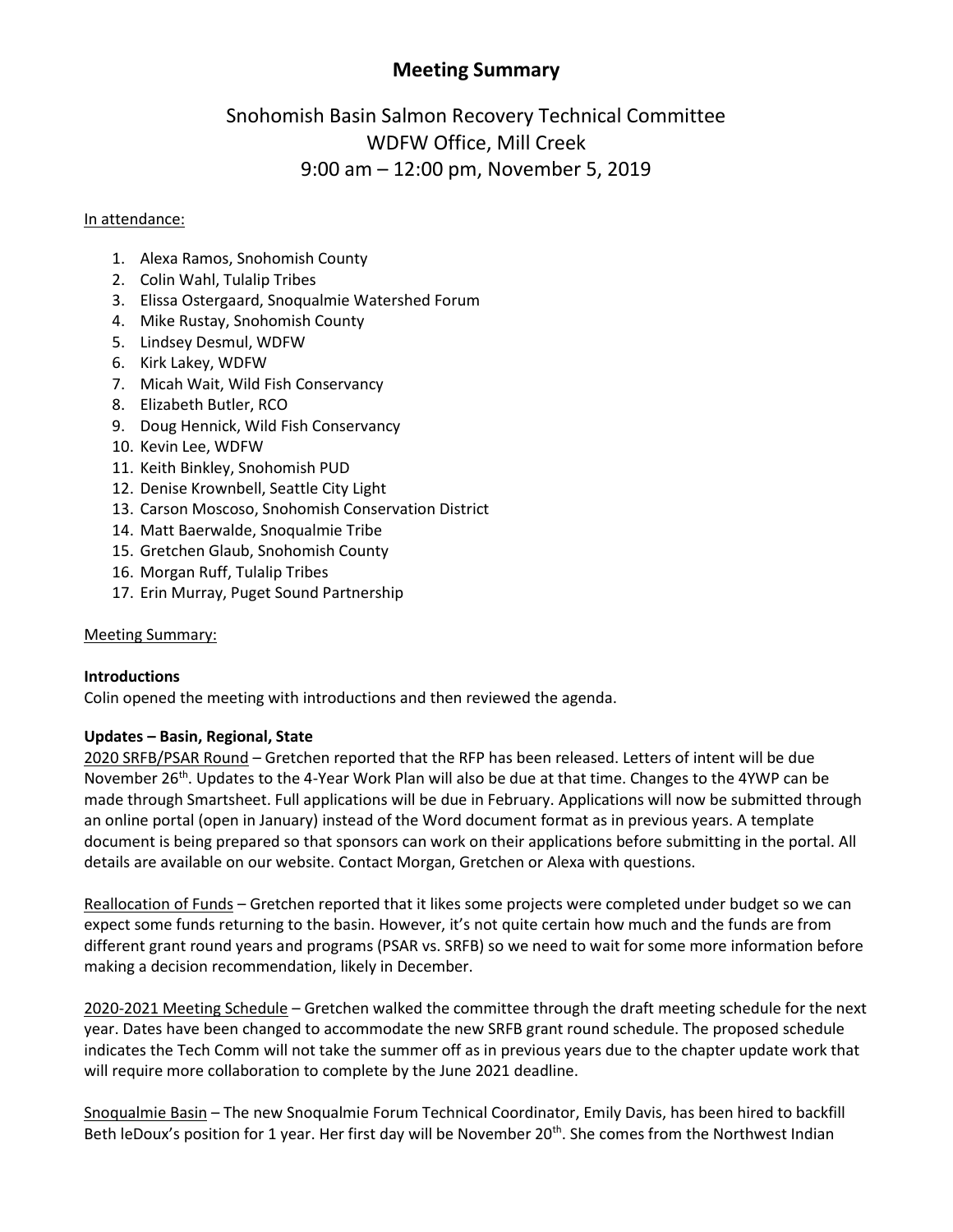# Meeting Summary

## Snohomish Basin Salmon Recovery Technical Committee
## WDFW Office, Mill Creek
## 9:00 am – 12:00 pm, November 5, 2019

In attendance:

1. Alexa Ramos, Snohomish County
2. Colin Wahl, Tulalip Tribes
3. Elissa Ostergaard, Snoqualmie Watershed Forum
4. Mike Rustay, Snohomish County
5. Lindsey Desmul, WDFW
6. Kirk Lakey, WDFW
7. Micah Wait, Wild Fish Conservancy
8. Elizabeth Butler, RCO
9. Doug Hennick, Wild Fish Conservancy
10. Kevin Lee, WDFW
11. Keith Binkley, Snohomish PUD
12. Denise Krownbell, Seattle City Light
13. Carson Moscoso, Snohomish Conservation District
14. Matt Baerwalde, Snoqualmie Tribe
15. Gretchen Glaub, Snohomish County
16. Morgan Ruff, Tulalip Tribes
17. Erin Murray, Puget Sound Partnership

Meeting Summary:

**Introductions**
Colin opened the meeting with introductions and then reviewed the agenda.

**Updates – Basin, Regional, State**
2020 SRFB/PSAR Round – Gretchen reported that the RFP has been released. Letters of intent will be due November 26th. Updates to the 4-Year Work Plan will also be due at that time. Changes to the 4YWP can be made through Smartsheet. Full applications will be due in February. Applications will now be submitted through an online portal (open in January) instead of the Word document format as in previous years. A template document is being prepared so that sponsors can work on their applications before submitting in the portal. All details are available on our website. Contact Morgan, Gretchen or Alexa with questions.

Reallocation of Funds – Gretchen reported that it likes some projects were completed under budget so we can expect some funds returning to the basin. However, it's not quite certain how much and the funds are from different grant round years and programs (PSAR vs. SRFB) so we need to wait for some more information before making a decision recommendation, likely in December.

2020-2021 Meeting Schedule – Gretchen walked the committee through the draft meeting schedule for the next year. Dates have been changed to accommodate the new SRFB grant round schedule. The proposed schedule indicates the Tech Comm will not take the summer off as in previous years due to the chapter update work that will require more collaboration to complete by the June 2021 deadline.

Snoqualmie Basin – The new Snoqualmie Forum Technical Coordinator, Emily Davis, has been hired to backfill Beth leDoux's position for 1 year. Her first day will be November 20th. She comes from the Northwest Indian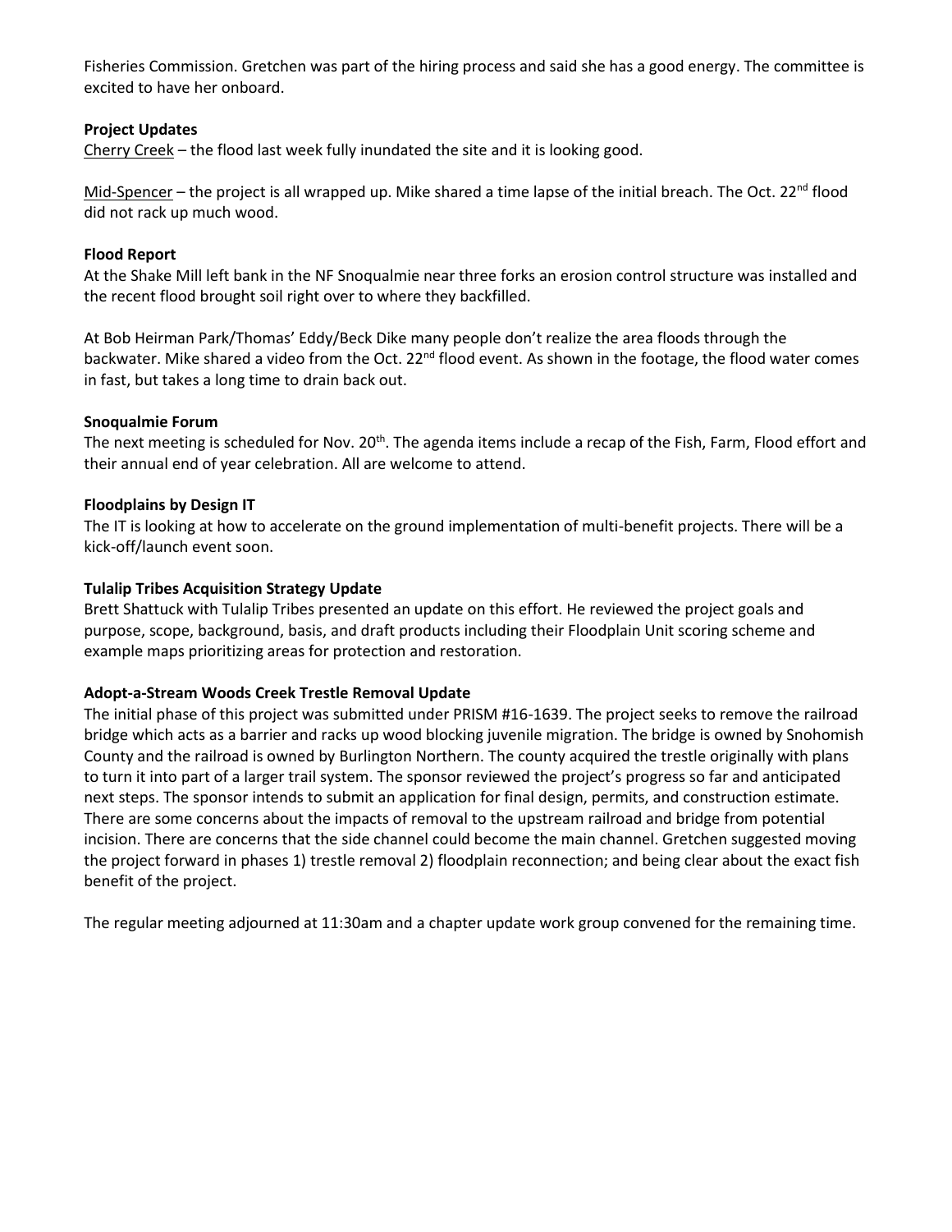Fisheries Commission. Gretchen was part of the hiring process and said she has a good energy. The committee is excited to have her onboard.

**Project Updates**

Cherry Creek – the flood last week fully inundated the site and it is looking good.

Mid-Spencer – the project is all wrapped up. Mike shared a time lapse of the initial breach. The Oct. 22nd flood did not rack up much wood.

**Flood Report**

At the Shake Mill left bank in the NF Snoqualmie near three forks an erosion control structure was installed and the recent flood brought soil right over to where they backfilled.

At Bob Heirman Park/Thomas' Eddy/Beck Dike many people don't realize the area floods through the backwater. Mike shared a video from the Oct. 22nd flood event. As shown in the footage, the flood water comes in fast, but takes a long time to drain back out.

**Snoqualmie Forum**

The next meeting is scheduled for Nov. 20th. The agenda items include a recap of the Fish, Farm, Flood effort and their annual end of year celebration. All are welcome to attend.

**Floodplains by Design IT**

The IT is looking at how to accelerate on the ground implementation of multi-benefit projects. There will be a kick-off/launch event soon.

**Tulalip Tribes Acquisition Strategy Update**

Brett Shattuck with Tulalip Tribes presented an update on this effort. He reviewed the project goals and purpose, scope, background, basis, and draft products including their Floodplain Unit scoring scheme and example maps prioritizing areas for protection and restoration.

**Adopt-a-Stream Woods Creek Trestle Removal Update**

The initial phase of this project was submitted under PRISM #16-1639. The project seeks to remove the railroad bridge which acts as a barrier and racks up wood blocking juvenile migration. The bridge is owned by Snohomish County and the railroad is owned by Burlington Northern. The county acquired the trestle originally with plans to turn it into part of a larger trail system. The sponsor reviewed the project's progress so far and anticipated next steps. The sponsor intends to submit an application for final design, permits, and construction estimate. There are some concerns about the impacts of removal to the upstream railroad and bridge from potential incision. There are concerns that the side channel could become the main channel. Gretchen suggested moving the project forward in phases 1) trestle removal 2) floodplain reconnection; and being clear about the exact fish benefit of the project.

The regular meeting adjourned at 11:30am and a chapter update work group convened for the remaining time.